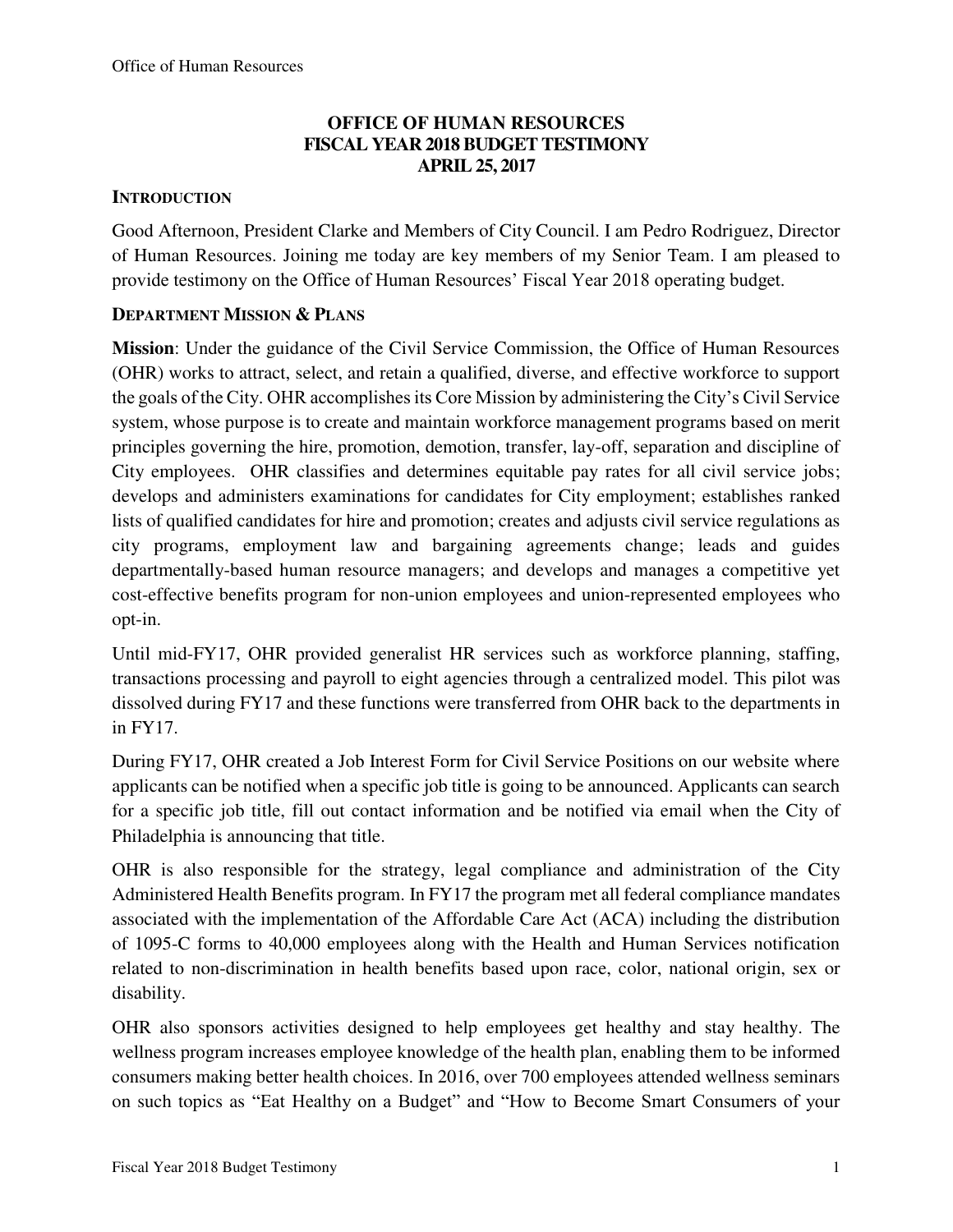# OFFICE OF HUMAN RESOURCES
# FISCAL YEAR 2018 BUDGET TESTIMONY
# APRIL 25, 2017

## INTRODUCTION

Good Afternoon, President Clarke and Members of City Council. I am Pedro Rodriguez, Director of Human Resources. Joining me today are key members of my Senior Team. I am pleased to provide testimony on the Office of Human Resources' Fiscal Year 2018 operating budget.

## DEPARTMENT MISSION & PLANS

**Mission**: Under the guidance of the Civil Service Commission, the Office of Human Resources (OHR) works to attract, select, and retain a qualified, diverse, and effective workforce to support the goals of the City. OHR accomplishes its Core Mission by administering the City's Civil Service system, whose purpose is to create and maintain workforce management programs based on merit principles governing the hire, promotion, demotion, transfer, lay-off, separation and discipline of City employees. OHR classifies and determines equitable pay rates for all civil service jobs; develops and administers examinations for candidates for City employment; establishes ranked lists of qualified candidates for hire and promotion; creates and adjusts civil service regulations as city programs, employment law and bargaining agreements change; leads and guides departmentally-based human resource managers; and develops and manages a competitive yet cost-effective benefits program for non-union employees and union-represented employees who opt-in.

Until mid-FY17, OHR provided generalist HR services such as workforce planning, staffing, transactions processing and payroll to eight agencies through a centralized model. This pilot was dissolved during FY17 and these functions were transferred from OHR back to the departments in in FY17.

During FY17, OHR created a Job Interest Form for Civil Service Positions on our website where applicants can be notified when a specific job title is going to be announced. Applicants can search for a specific job title, fill out contact information and be notified via email when the City of Philadelphia is announcing that title.

OHR is also responsible for the strategy, legal compliance and administration of the City Administered Health Benefits program. In FY17 the program met all federal compliance mandates associated with the implementation of the Affordable Care Act (ACA) including the distribution of 1095-C forms to 40,000 employees along with the Health and Human Services notification related to non-discrimination in health benefits based upon race, color, national origin, sex or disability.

OHR also sponsors activities designed to help employees get healthy and stay healthy. The wellness program increases employee knowledge of the health plan, enabling them to be informed consumers making better health choices. In 2016, over 700 employees attended wellness seminars on such topics as "Eat Healthy on a Budget" and "How to Become Smart Consumers of your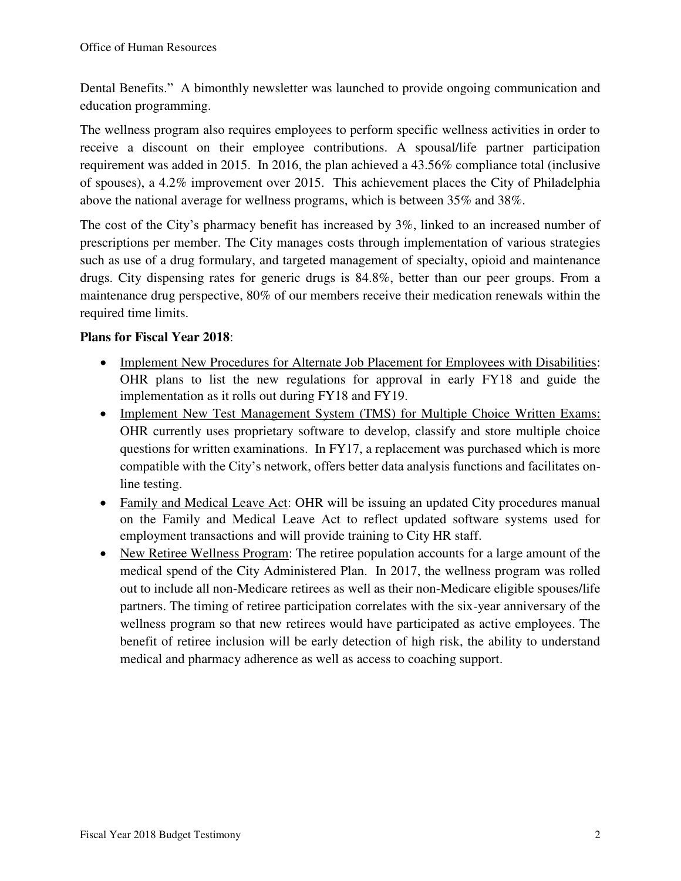Dental Benefits." A bimonthly newsletter was launched to provide ongoing communication and education programming.

The wellness program also requires employees to perform specific wellness activities in order to receive a discount on their employee contributions. A spousal/life partner participation requirement was added in 2015. In 2016, the plan achieved a 43.56% compliance total (inclusive of spouses), a 4.2% improvement over 2015. This achievement places the City of Philadelphia above the national average for wellness programs, which is between 35% and 38%.

The cost of the City's pharmacy benefit has increased by 3%, linked to an increased number of prescriptions per member. The City manages costs through implementation of various strategies such as use of a drug formulary, and targeted management of specialty, opioid and maintenance drugs. City dispensing rates for generic drugs is 84.8%, better than our peer groups. From a maintenance drug perspective, 80% of our members receive their medication renewals within the required time limits.

**Plans for Fiscal Year 2018**:

- Implement New Procedures for Alternate Job Placement for Employees with Disabilities: OHR plans to list the new regulations for approval in early FY18 and guide the implementation as it rolls out during FY18 and FY19.
- Implement New Test Management System (TMS) for Multiple Choice Written Exams: OHR currently uses proprietary software to develop, classify and store multiple choice questions for written examinations. In FY17, a replacement was purchased which is more compatible with the City's network, offers better data analysis functions and facilitates on-line testing.
- Family and Medical Leave Act: OHR will be issuing an updated City procedures manual on the Family and Medical Leave Act to reflect updated software systems used for employment transactions and will provide training to City HR staff.
- New Retiree Wellness Program: The retiree population accounts for a large amount of the medical spend of the City Administered Plan. In 2017, the wellness program was rolled out to include all non-Medicare retirees as well as their non-Medicare eligible spouses/life partners. The timing of retiree participation correlates with the six-year anniversary of the wellness program so that new retirees would have participated as active employees. The benefit of retiree inclusion will be early detection of high risk, the ability to understand medical and pharmacy adherence as well as access to coaching support.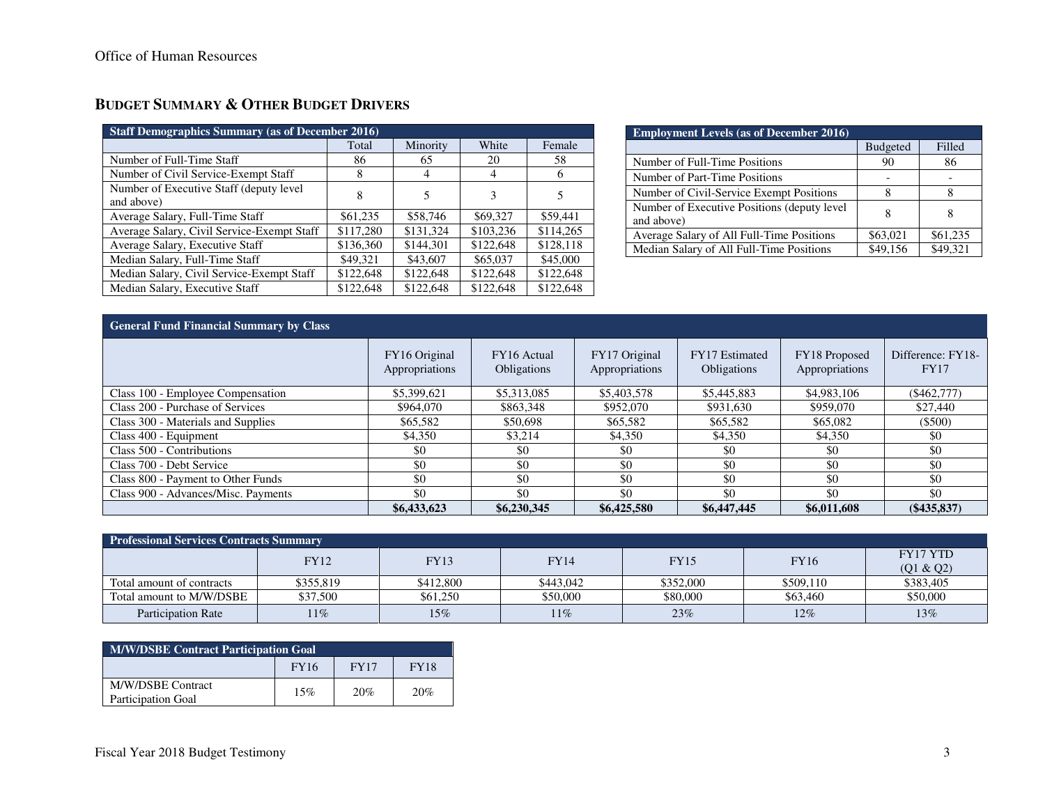## BUDGET SUMMARY & OTHER BUDGET DRIVERS

| Staff Demographics Summary (as of December 2016) | | | | |
|---|---|---|---|---|
| | Total | Minority | White | Female |
| Number of Full-Time Staff | 86 | 65 | 20 | 58 |
| Number of Civil Service-Exempt Staff | 8 | 4 | 4 | 6 |
| Number of Executive Staff (deputy level and above) | 8 | 5 | 3 | 5 |
| Average Salary, Full-Time Staff | $61,235 | $58,746 | $69,327 | $59,441 |
| Average Salary, Civil Service-Exempt Staff | $117,280 | $131,324 | $103,236 | $114,265 |
| Average Salary, Executive Staff | $136,360 | $144,301 | $122,648 | $128,118 |
| Median Salary, Full-Time Staff | $49,321 | $43,607 | $65,037 | $45,000 |
| Median Salary, Civil Service-Exempt Staff | $122,648 | $122,648 | $122,648 | $122,648 |
| Median Salary, Executive Staff | $122,648 | $122,648 | $122,648 | $122,648 |

| Employment Levels (as of December 2016) | | |
|---|---|---|
| | Budgeted | Filled |
| Number of Full-Time Positions | 90 | 86 |
| Number of Part-Time Positions | - | - |
| Number of Civil-Service Exempt Positions | 8 | 8 |
| Number of Executive Positions (deputy level and above) | 8 | 8 |
| Average Salary of All Full-Time Positions | $63,021 | $61,235 |
| Median Salary of All Full-Time Positions | $49,156 | $49,321 |

| General Fund Financial Summary by Class | | | | | | |
|---|---|---|---|---|---|---|
| | FY16 Original Appropriations | FY16 Actual Obligations | FY17 Original Appropriations | FY17 Estimated Obligations | FY18 Proposed Appropriations | Difference: FY18-FY17 |
| Class 100 - Employee Compensation | $5,399,621 | $5,313,085 | $5,403,578 | $5,445,883 | $4,983,106 | ($462,777) |
| Class 200 - Purchase of Services | $964,070 | $863,348 | $952,070 | $931,630 | $959,070 | $27,440 |
| Class 300 - Materials and Supplies | $65,582 | $50,698 | $65,582 | $65,582 | $65,082 | ($500) |
| Class 400 - Equipment | $4,350 | $3,214 | $4,350 | $4,350 | $4,350 | $0 |
| Class 500 - Contributions | $0 | $0 | $0 | $0 | $0 | $0 |
| Class 700 - Debt Service | $0 | $0 | $0 | $0 | $0 | $0 |
| Class 800 - Payment to Other Funds | $0 | $0 | $0 | $0 | $0 | $0 |
| Class 900 - Advances/Misc. Payments | $0 | $0 | $0 | $0 | $0 | $0 |
| | **$6,433,623** | **$6,230,345** | **$6,425,580** | **$6,447,445** | **$6,011,608** | **($435,837)** |

| Professional Services Contracts Summary | | | | | | |
|---|---|---|---|---|---|---|
| | FY12 | FY13 | FY14 | FY15 | FY16 | FY17 YTD (Q1 & Q2) |
| Total amount of contracts | $355,819 | $412,800 | $443,042 | $352,000 | $509,110 | $383,405 |
| Total amount to M/W/DSBE | $37,500 | $61,250 | $50,000 | $80,000 | $63,460 | $50,000 |
| Participation Rate | 11% | 15% | 11% | 23% | 12% | 13% |

| M/W/DSBE Contract Participation Goal | | | |
|---|---|---|---|
| | FY16 | FY17 | FY18 |
| M/W/DSBE Contract Participation Goal | 15% | 20% | 20% |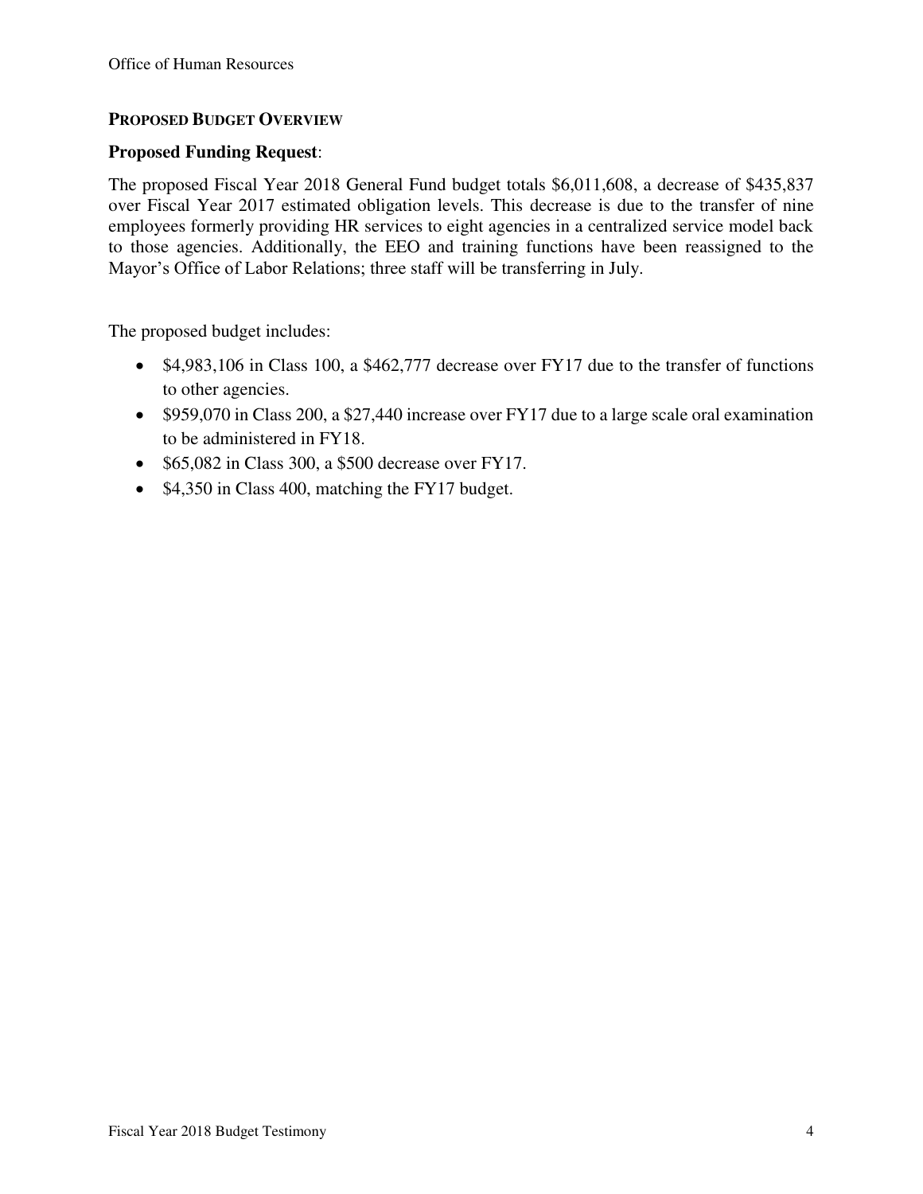## PROPOSED BUDGET OVERVIEW

### Proposed Funding Request:

The proposed Fiscal Year 2018 General Fund budget totals $6,011,608, a decrease of $435,837 over Fiscal Year 2017 estimated obligation levels. This decrease is due to the transfer of nine employees formerly providing HR services to eight agencies in a centralized service model back to those agencies. Additionally, the EEO and training functions have been reassigned to the Mayor's Office of Labor Relations; three staff will be transferring in July.

The proposed budget includes:

- $4,983,106 in Class 100, a $462,777 decrease over FY17 due to the transfer of functions to other agencies.
- $959,070 in Class 200, a $27,440 increase over FY17 due to a large scale oral examination to be administered in FY18.
- $65,082 in Class 300, a $500 decrease over FY17.
- $4,350 in Class 400, matching the FY17 budget.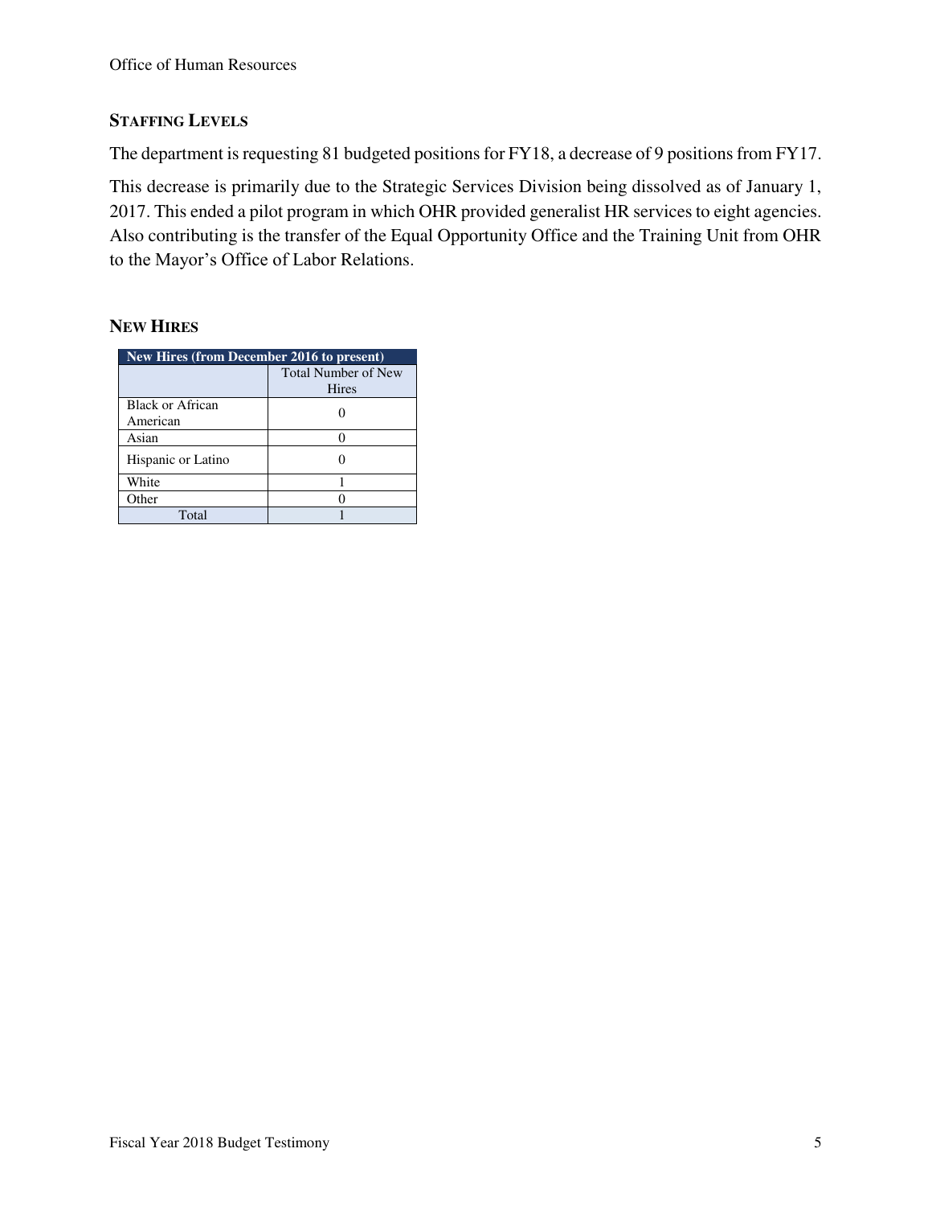## STAFFING LEVELS

The department is requesting 81 budgeted positions for FY18, a decrease of 9 positions from FY17.

This decrease is primarily due to the Strategic Services Division being dissolved as of January 1, 2017. This ended a pilot program in which OHR provided generalist HR services to eight agencies. Also contributing is the transfer of the Equal Opportunity Office and the Training Unit from OHR to the Mayor's Office of Labor Relations.

## NEW HIRES

| New Hires (from December 2016 to present) | |
|---|---|
| | Total Number of New Hires |
| Black or African American | 0 |
| Asian | 0 |
| Hispanic or Latino | 0 |
| White | 1 |
| Other | 0 |
| Total | 1 |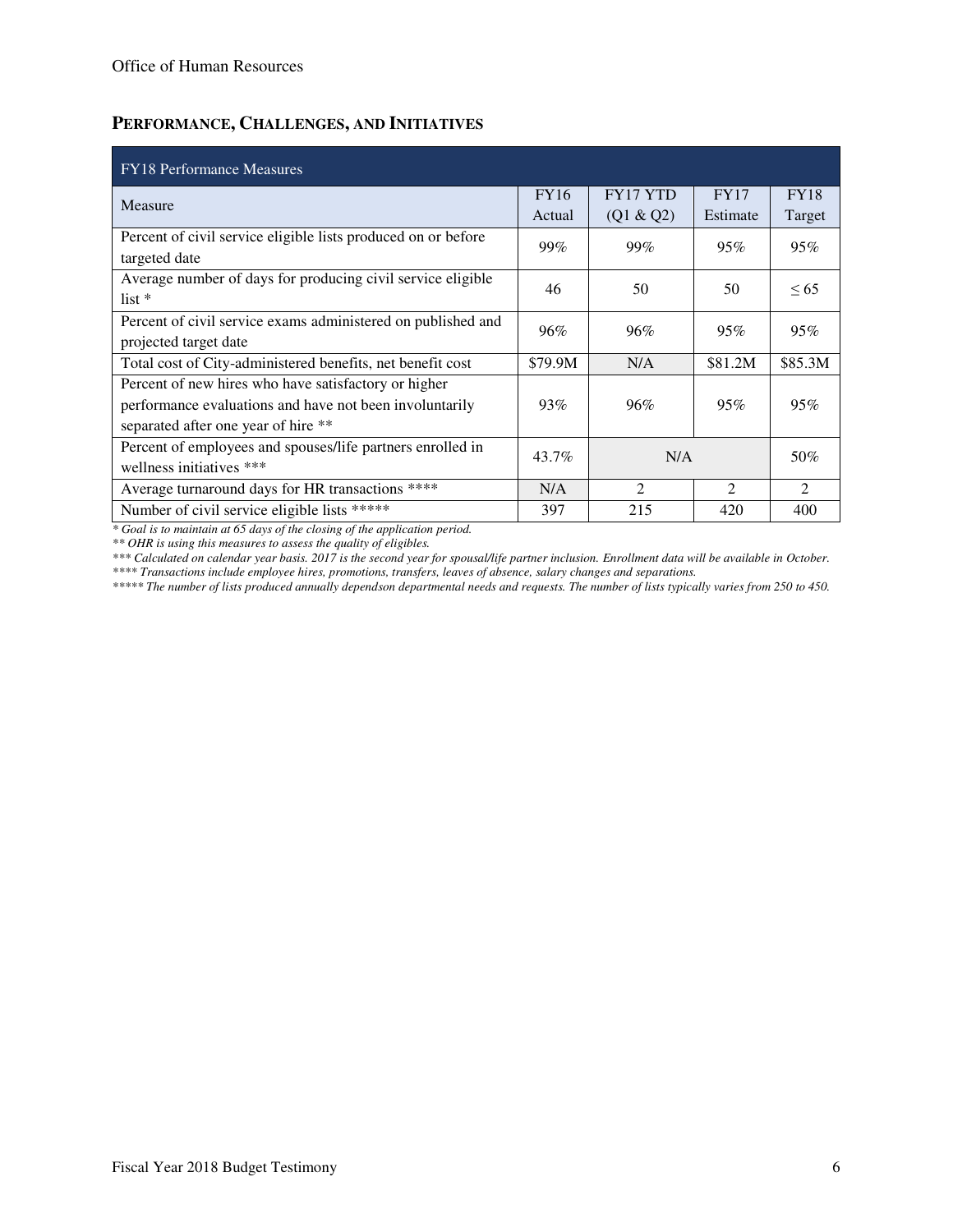## PERFORMANCE, CHALLENGES, AND INITIATIVES

| FY18 Performance Measures | | | | |
|---|---|---|---|---|
| Measure | FY16 Actual | FY17 YTD (Q1 & Q2) | FY17 Estimate | FY18 Target |
| Percent of civil service eligible lists produced on or before targeted date | 99% | 99% | 95% | 95% |
| Average number of days for producing civil service eligible list * | 46 | 50 | 50 | ≤ 65 |
| Percent of civil service exams administered on published and projected target date | 96% | 96% | 95% | 95% |
| Total cost of City-administered benefits, net benefit cost | $79.9M | N/A | $81.2M | $85.3M |
| Percent of new hires who have satisfactory or higher performance evaluations and have not been involuntarily separated after one year of hire ** | 93% | 96% | 95% | 95% |
| Percent of employees and spouses/life partners enrolled in wellness initiatives *** | 43.7% | N/A | | 50% |
| Average turnaround days for HR transactions **** | N/A | 2 | 2 | 2 |
| Number of civil service eligible lists ***** | 397 | 215 | 420 | 400 |

*\* Goal is to maintain at 65 days of the closing of the application period.*

*\*\* OHR is using this measures to assess the quality of eligibles.*

*\*\*\* Calculated on calendar year basis. 2017 is the second year for spousal/life partner inclusion. Enrollment data will be available in October.*

*\*\*\*\* Transactions include employee hires, promotions, transfers, leaves of absence, salary changes and separations.*

*\*\*\*\*\* The number of lists produced annually dependson departmental needs and requests. The number of lists typically varies from 250 to 450.*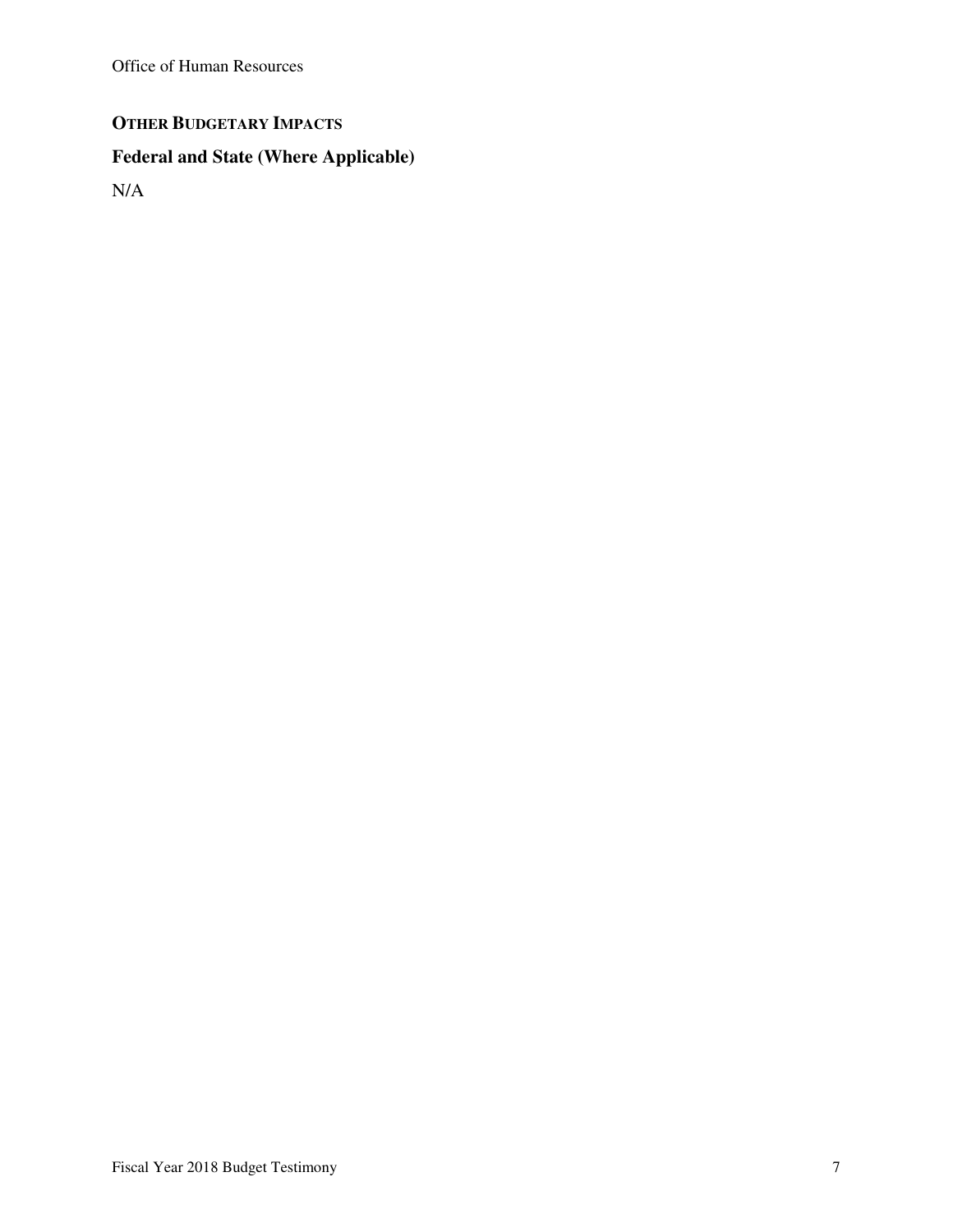## OTHER BUDGETARY IMPACTS

### Federal and State (Where Applicable)

N/A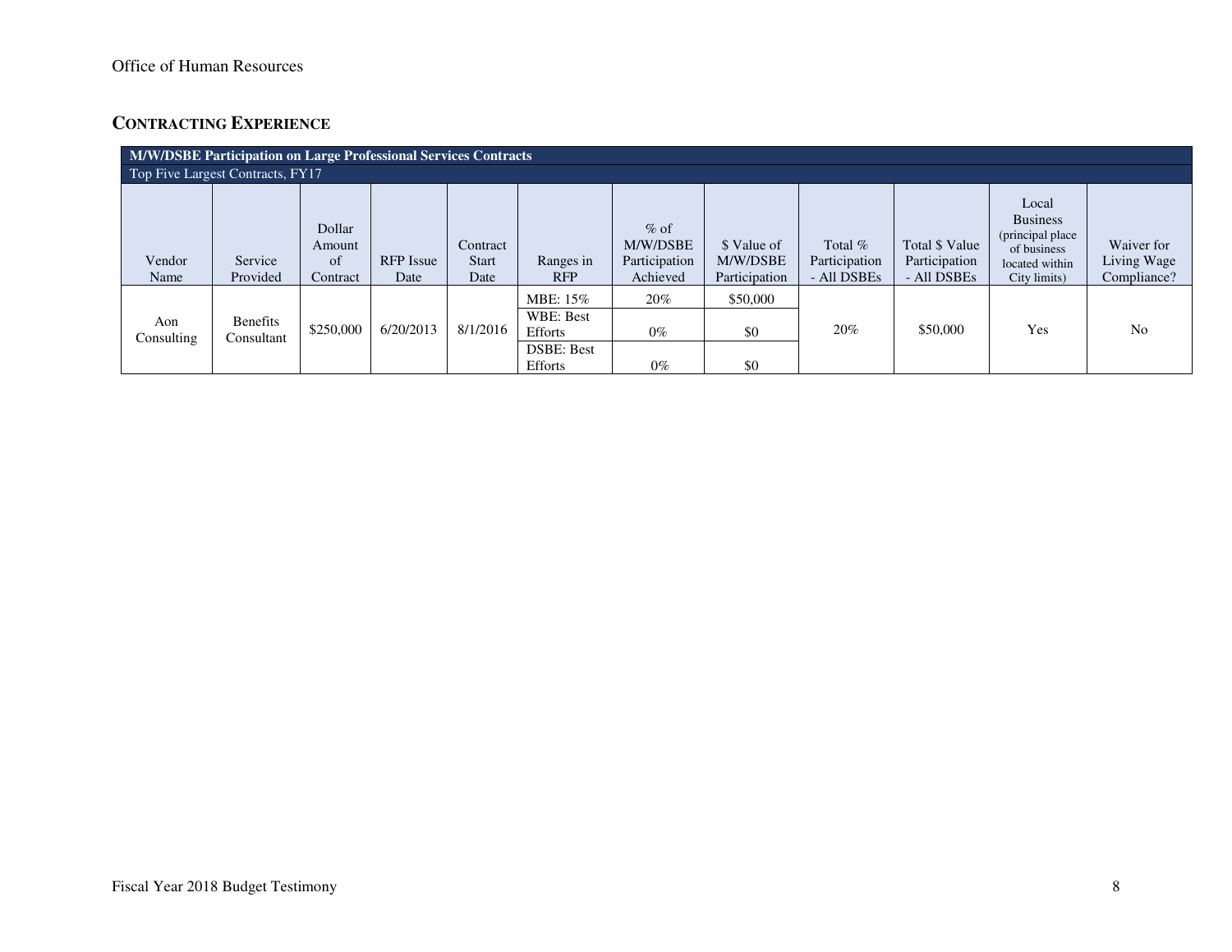## CONTRACTING EXPERIENCE

| M/W/DSBE Participation on Large Professional Services Contracts | | | | | | | | | | | |
|---|---|---|---|---|---|---|---|---|---|---|---|
| Top Five Largest Contracts, FY17 | | | | | | | | | | | |
| Vendor Name | Service Provided | Dollar Amount of Contract | RFP Issue Date | Contract Start Date | Ranges in RFP | % of M/W/DSBE Participation Achieved | $ Value of M/W/DSBE Participation | Total % Participation - All DSBEs | Total $ Value Participation - All DSBEs | Local Business (principal place of business located within City limits) | Waiver for Living Wage Compliance? |
| Aon Consulting | Benefits Consultant | $250,000 | 6/20/2013 | 8/1/2016 | MBE: 15% | 20% | $50,000 | 20% | $50,000 | Yes | No |
| | | | | | WBE: Best Efforts | 0% | $0 | | | | |
| | | | | | DSBE: Best Efforts | 0% | $0 | | | | |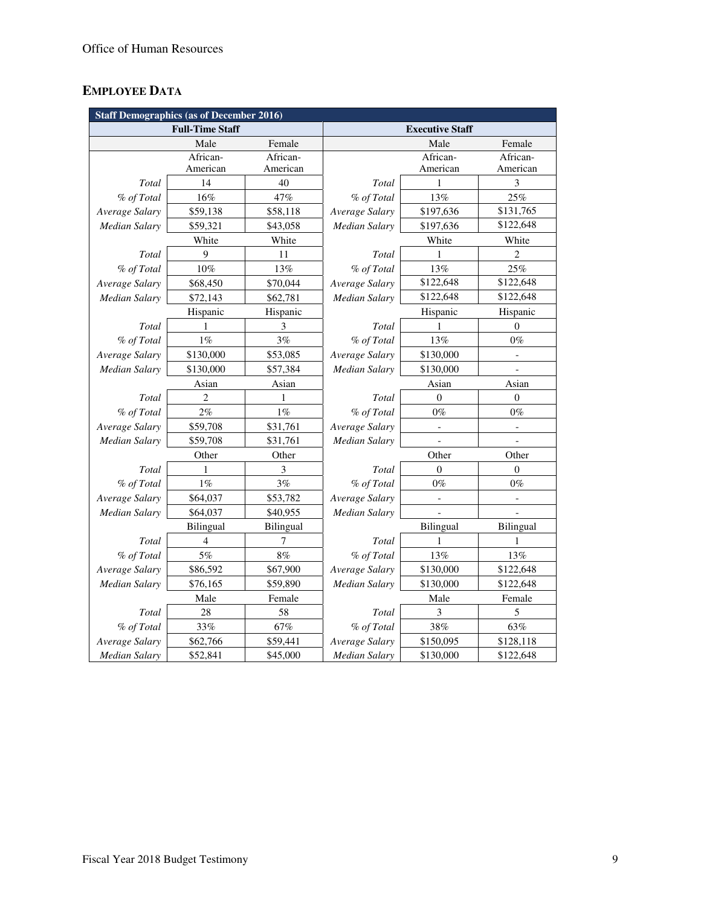## EMPLOYEE DATA

| Staff Demographics (as of December 2016) | | | | | |
|---|---|---|---|---|---|
| | Full-Time Staff | | | Executive Staff | |
| | Male | Female | | Male | Female |
| | African-American | African-American | | African-American | African-American |
| *Total* | 14 | 40 | *Total* | 1 | 3 |
| *% of Total* | 16% | 47% | *% of Total* | 13% | 25% |
| *Average Salary* | $59,138 | $58,118 | *Average Salary* | $197,636 | $131,765 |
| *Median Salary* | $59,321 | $43,058 | *Median Salary* | $197,636 | $122,648 |
| | White | White | | White | White |
| *Total* | 9 | 11 | *Total* | 1 | 2 |
| *% of Total* | 10% | 13% | *% of Total* | 13% | 25% |
| *Average Salary* | $68,450 | $70,044 | *Average Salary* | $122,648 | $122,648 |
| *Median Salary* | $72,143 | $62,781 | *Median Salary* | $122,648 | $122,648 |
| | Hispanic | Hispanic | | Hispanic | Hispanic |
| *Total* | 1 | 3 | *Total* | 1 | 0 |
| *% of Total* | 1% | 3% | *% of Total* | 13% | 0% |
| *Average Salary* | $130,000 | $53,085 | *Average Salary* | $130,000 | - |
| *Median Salary* | $130,000 | $57,384 | *Median Salary* | $130,000 | - |
| | Asian | Asian | | Asian | Asian |
| *Total* | 2 | 1 | *Total* | 0 | 0 |
| *% of Total* | 2% | 1% | *% of Total* | 0% | 0% |
| *Average Salary* | $59,708 | $31,761 | *Average Salary* | - | - |
| *Median Salary* | $59,708 | $31,761 | *Median Salary* | - | - |
| | Other | Other | | Other | Other |
| *Total* | 1 | 3 | *Total* | 0 | 0 |
| *% of Total* | 1% | 3% | *% of Total* | 0% | 0% |
| *Average Salary* | $64,037 | $53,782 | *Average Salary* | - | - |
| *Median Salary* | $64,037 | $40,955 | *Median Salary* | - | - |
| | Bilingual | Bilingual | | Bilingual | Bilingual |
| *Total* | 4 | 7 | *Total* | 1 | 1 |
| *% of Total* | 5% | 8% | *% of Total* | 13% | 13% |
| *Average Salary* | $86,592 | $67,900 | *Average Salary* | $130,000 | $122,648 |
| *Median Salary* | $76,165 | $59,890 | *Median Salary* | $130,000 | $122,648 |
| | Male | Female | | Male | Female |
| *Total* | 28 | 58 | *Total* | 3 | 5 |
| *% of Total* | 33% | 67% | *% of Total* | 38% | 63% |
| *Average Salary* | $62,766 | $59,441 | *Average Salary* | $150,095 | $128,118 |
| *Median Salary* | $52,841 | $45,000 | *Median Salary* | $130,000 | $122,648 |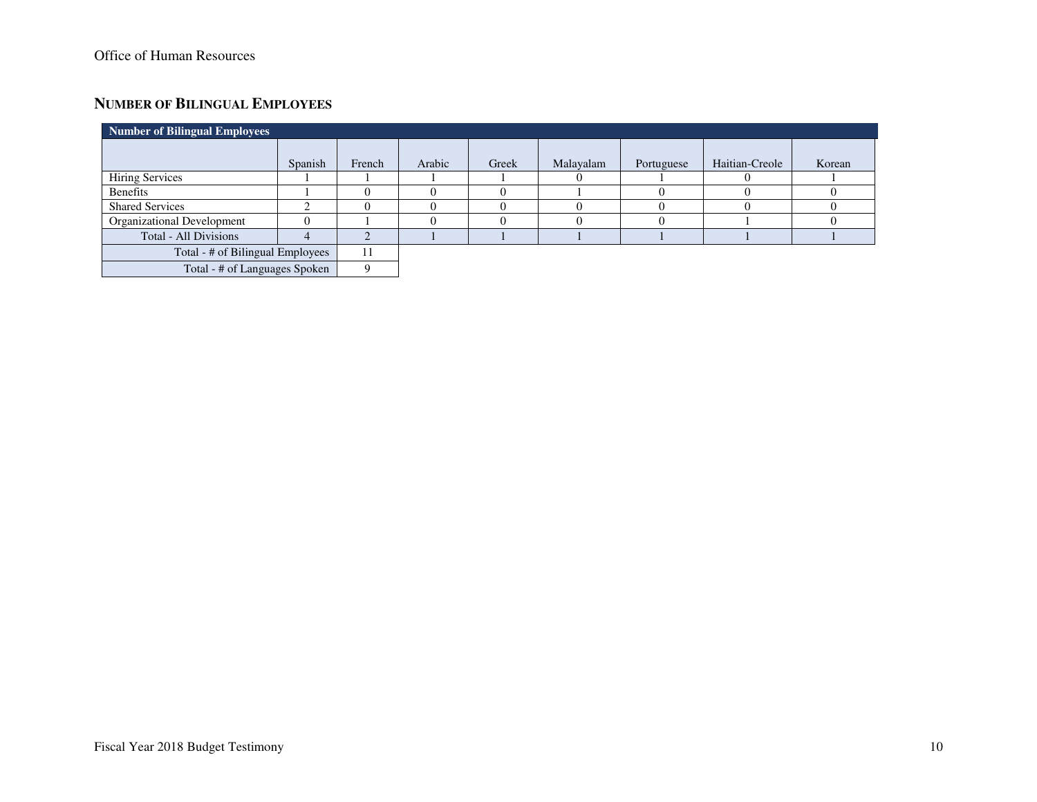## NUMBER OF BILINGUAL EMPLOYEES

| Number of Bilingual Employees | Spanish | French | Arabic | Greek | Malayalam | Portuguese | Haitian-Creole | Korean |
|---|---|---|---|---|---|---|---|---|
| Hiring Services | 1 | 1 | 1 | 1 | 0 | 1 | 0 | 1 |
| Benefits | 1 | 0 | 0 | 0 | 1 | 0 | 0 | 0 |
| Shared Services | 2 | 0 | 0 | 0 | 0 | 0 | 0 | 0 |
| Organizational Development | 0 | 1 | 0 | 0 | 0 | 0 | 1 | 0 |
| Total - All Divisions | 4 | 2 | 1 | 1 | 1 | 1 | 1 | 1 |
| Total - # of Bilingual Employees | | 11 | | | | | | |
| Total - # of Languages Spoken | | 9 | | | | | | |